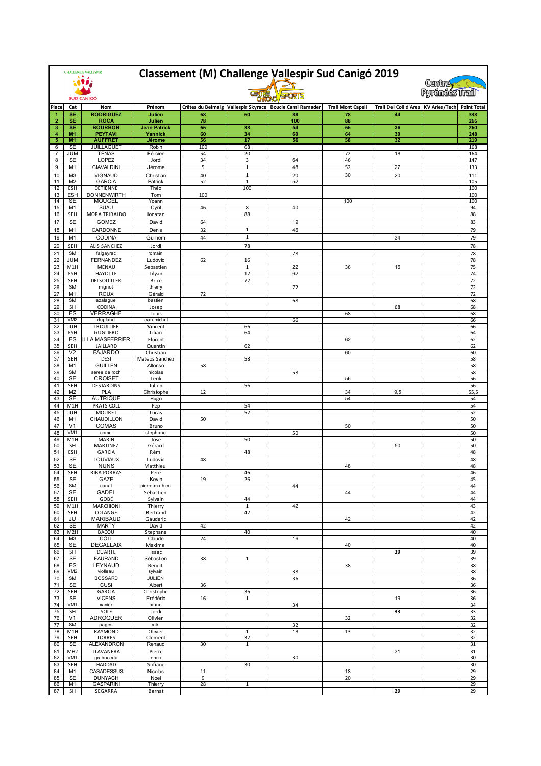# Classement (M) Challenge Vallespir Sud Canigó 2019

| Place | Cat | Nom | Prénom | Crêtes du Belmaig | Vallespir Skyrace | Boucle Cami Ramader | Trail Mont Capell | Trail Del Coll d'Ares | KV Arles/Tech | Point Total |
|---|---|---|---|---|---|---|---|---|---|---|
| 1 | SE | RODRIGUEZ | Julien | 68 | 60 | 88 | 78 | 44 | | 338 |
| 2 | SE | ROCA | Julien | 78 | | 100 | 88 | | | 266 |
| 3 | SE | BOURBON | Jean Patrick | 66 | 38 | 54 | 66 | 36 | | 260 |
| 4 | M1 | PEYTAVI | Yannick | 60 | 34 | 60 | 64 | 30 | | 248 |
| 5 | M1 | AUFFRET | Jérome | 56 | 17 | 56 | 58 | 32 | | 219 |
| 6 | SE | JUILLAGUET | Robin | 100 | 68 | | | | | 168 |
| 7 | JUM | TENAS | Félicien | 54 | 20 | | 72 | 18 | | 164 |
| 8 | SE | LOPEZ | Jordi | 34 | 3 | 64 | 46 | | | 147 |
| 9 | M1 | CIAVALDINI | Jérome | 5 | 1 | 48 | 52 | 27 | | 133 |
| 10 | M3 | VIGNAUD | Christian | 40 | 1 | 20 | 30 | 20 | | 111 |
| 11 | M2 | GARCIA | Patrick | 52 | 1 | 52 | | | | 105 |
| 12 | ESH | DETIENNE | Théo | | 100 | | | | | 100 |
| 13 | ESH | DONNENWIRTH | Tom | 100 | | | | | | 100 |
| 14 | SE | MOUGEL | Yoann | | | | 100 | | | 100 |
| 15 | M1 | SUAU | Cyril | 46 | 8 | 40 | | | | 94 |
| 16 | SEH | MORA TRIBALDO | Jonatan | | 88 | | | | | 88 |
| 17 | SE | GOMEZ | David | 64 | | 19 | | | | 83 |
| 18 | M1 | CARDONNE | Denis | 32 | 1 | 46 | | | | 79 |
| 19 | M1 | CODINA | Guilhem | 44 | 1 | | | 34 | | 79 |
| 20 | SEH | ALIS SANCHEZ | Jordi | | 78 | | | | | 78 |
| 21 | SM | falgayrac | romain | | | 78 | | | | 78 |
| 22 | JUM | FERNANDEZ | Ludovic | 62 | 16 | | | | | 78 |
| 23 | M1H | MENAU | Sebastien | | 1 | 22 | 36 | 16 | | 75 |
| 24 | ESH | HAYOTTE | Lilyan | | 12 | 62 | | | | 74 |
| 25 | SEH | DELSOUILLER | Brice | | 72 | | | | | 72 |
| 26 | SM | mignot | thierry | | | 72 | | | | 72 |
| 27 | M1 | ROUX | Gérald | 72 | | | | | | 72 |
| 28 | SM | azalague | bastien | | | 68 | | | | 68 |
| 29 | SH | CODINA | Josep | | | | | 68 | | 68 |
| 30 | ES | VERRAGHE | Louis | | | | 68 | | | 68 |
| 31 | VM2 | dupland | jean michel | | | 66 | | | | 66 |
| 32 | JUH | TROULLIER | Vincent | | 66 | | | | | 66 |
| 33 | ESH | GUGLIERO | Lilian | | 64 | | | | | 64 |
| 34 | ES | ILLA MASFERRER | Florent | | | | 62 | | | 62 |
| 35 | SEH | JAILLARD | Quentin | | 62 | | | | | 62 |
| 36 | V2 | FAJARDO | Christian | | | | 60 | | | 60 |
| 37 | SEH | DESI | Mateos Sanchez | | 58 | | | | | 58 |
| 38 | M1 | GUILLEN | Alfonso | 58 | | | | | | 58 |
| 39 | SM | seree de roch | nicolas | | | 58 | | | | 58 |
| 40 | SE | CROISET | Terik | | | | 56 | | | 56 |
| 41 | SEH | DESJARDINS | Julien | | 56 | | | | | 56 |
| 42 | M2 | PLA | Christophe | 12 | | | 34 | 9,5 | | 55,5 |
| 43 | SE | AUTRIQUE | Hugo | | | | 54 | | | 54 |
| 44 | M1H | PRATS COLL | Pep | | 54 | | | | | 54 |
| 45 | JUH | MOURET | Lucas | | 52 | | | | | 52 |
| 46 | M1 | CHAUDILLON | David | 50 | | | | | | 50 |
| 47 | V1 | COMAS | Bruno | | | | 50 | | | 50 |
| 48 | VM1 | come | stephane | | | 50 | | | | 50 |
| 49 | M1H | MARIN | Jose | | 50 | | | | | 50 |
| 50 | SH | MARTINEZ | Gérard | | | | | 50 | | 50 |
| 51 | ESH | GARCIA | Rémi | | 48 | | | | | 48 |
| 52 | SE | LOUVIAUX | Ludovic | 48 | | | | | | 48 |
| 53 | SE | NUNS | Matthieu | | | | 48 | | | 48 |
| 54 | SEH | RIBA PORRAS | Pere | | 46 | | | | | 46 |
| 55 | SE | GAZE | Kevin | 19 | 26 | | | | | 45 |
| 56 | SM | canal | pierre-mathieu | | | 44 | | | | 44 |
| 57 | SE | GADEL | Sebastien | | | | 44 | | | 44 |
| 58 | SEH | GOBÉ | Sylvain | | 44 | | | | | 44 |
| 59 | M1H | MARCHIONI | Thierry | | 1 | 42 | | | | 43 |
| 60 | SEH | COLANGE | Bertrand | | 42 | | | | | 42 |
| 61 | JU | MARIBAUD | Gauderic | | | | 42 | | | 42 |
| 62 | SE | MARTY | David | 42 | | | | | | 42 |
| 63 | M2H | BACOU | Stephane | | 40 | | | | | 40 |
| 64 | M3 | COLL | Claude | 24 | | 16 | | | | 40 |
| 65 | SE | DEGALLAIX | Maxime | | | | 40 | | | 40 |
| 66 | SH | DUARTE | Isaac | | | | | 39 | | 39 |
| 67 | SE | FAURAND | Sébastien | 38 | 1 | | | | | 39 |
| 68 | ES | LEYNAUD | Benoit | | | | 38 | | | 38 |
| 69 | VM2 | violleau | sylvain | | | 38 | | | | 38 |
| 70 | SM | BOSSARD | JULIEN | | | 36 | | | | 36 |
| 71 | SE | CUSI | Albert | 36 | | | | | | 36 |
| 72 | SEH | GARCIA | Christophe | | 36 | | | | | 36 |
| 73 | SE | VICENS | Frédéric | 16 | 1 | | | 19 | | 36 |
| 74 | VM1 | xavier | bruno | | | 34 | | | | 34 |
| 75 | SH | SOLE | Jordi | | | | | 33 | | 33 |
| 76 | V1 | ADROGUER | Olivier | | | | 32 | | | 32 |
| 77 | SM | pages | miki | | | 32 | | | | 32 |
| 78 | M1H | RAYMOND | Olivier | | 1 | 18 | 13 | | | 32 |
| 79 | SEH | TORRES | Clement | | 32 | | | | | 32 |
| 80 | SE | ALEXANDRON | Renaud | 30 | 1 | | | | | 31 |
| 81 | MH2 | LLAVANERA | Pierre | | | | | 31 | | 31 |
| 82 | VM1 | graboceda | enric | | | 30 | | | | 30 |
| 83 | SEH | HADDAD | Sofiane | | 30 | | | | | 30 |
| 84 | M1 | CASADESSUS | Nicolas | 11 | | | 18 | | | 29 |
| 85 | SE | DUNYACH | Noel | 9 | | | 20 | | | 29 |
| 86 | M1 | GASPARINI | Thierry | 28 | 1 | | | | | 29 |
| 87 | SH | SEGARRA | Bernat | | | | | 29 | | 29 |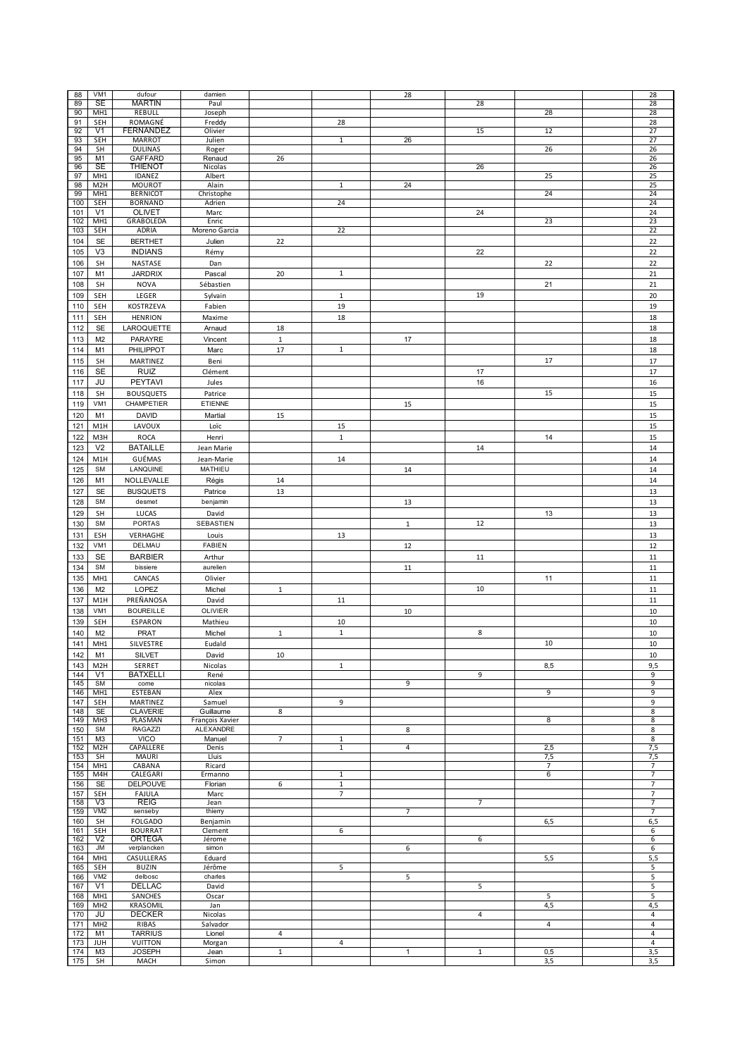| | | | | | | | | | | |
|---|---|---|---|---|---|---|---|---|---|---|
| 88 | VM1 | dufour | damien | | | 28 | | | | 28 |
| 89 | SE | MARTIN | Paul | | | | 28 | | | 28 |
| 90 | MH1 | REBULL | Joseph | | | | | 28 | | 28 |
| 91 | SEH | ROMAGNÉ | Freddy | | 28 | | | | | 28 |
| 92 | V1 | FERNANDEZ | Olivier | | | | 15 | 12 | | 27 |
| 93 | SEH | MARROT | Julien | | 1 | 26 | | | | 27 |
| 94 | SH | DULINAS | Roger | | | | | 26 | | 26 |
| 95 | M1 | GAFFARD | Renaud | 26 | | | | | | 26 |
| 96 | SE | THIENOT | Nicolas | | | | 26 | | | 26 |
| 97 | MH1 | IDANEZ | Albert | | | | | 25 | | 25 |
| 98 | M2H | MOUROT | Alain | | 1 | 24 | | | | 25 |
| 99 | MH1 | BERNICOT | Christophe | | | | | 24 | | 24 |
| 100 | SEH | BORNAND | Adrien | | 24 | | | | | 24 |
| 101 | V1 | OLIVET | Marc | | | | 24 | | | 24 |
| 102 | MH1 | GRABOLEDA | Enric | | | | | 23 | | 23 |
| 103 | SEH | ADRIA | Moreno Garcia | | 22 | | | | | 22 |
| 104 | SE | BERTHET | Julien | 22 | | | | | | 22 |
| 105 | V3 | INDIANS | Rémy | | | | 22 | | | 22 |
| 106 | SH | NASTASE | Dan | | | | | 22 | | 22 |
| 107 | M1 | JARDRIX | Pascal | 20 | 1 | | | | | 21 |
| 108 | SH | NOVA | Sébastien | | | | | 21 | | 21 |
| 109 | SEH | LEGER | Sylvain | | 1 | | 19 | | | 20 |
| 110 | SEH | KOSTRZEVA | Fabien | | 19 | | | | | 19 |
| 111 | SEH | HENRION | Maxime | | 18 | | | | | 18 |
| 112 | SE | LAROQUETTE | Arnaud | 18 | | | | | | 18 |
| 113 | M2 | PARAYRE | Vincent | 1 | | 17 | | | | 18 |
| 114 | M1 | PHILIPPOT | Marc | 17 | 1 | | | | | 18 |
| 115 | SH | MARTINEZ | Beni | | | | | 17 | | 17 |
| 116 | SE | RUIZ | Clément | | | | 17 | | | 17 |
| 117 | JU | PEYTAVI | Jules | | | | 16 | | | 16 |
| 118 | SH | BOUSQUETS | Patrice | | | | | 15 | | 15 |
| 119 | VM1 | CHAMPETIER | ETIENNE | | | 15 | | | | 15 |
| 120 | M1 | DAVID | Martial | 15 | | | | | | 15 |
| 121 | M1H | LAVOUX | Loïc | | 15 | | | | | 15 |
| 122 | M3H | ROCA | Henri | | 1 | | | 14 | | 15 |
| 123 | V2 | BATAILLE | Jean Marie | | | | 14 | | | 14 |
| 124 | M1H | GUÉMAS | Jean-Marie | | 14 | | | | | 14 |
| 125 | SM | LANQUINE | MATHIEU | | | 14 | | | | 14 |
| 126 | M1 | NOLLEVALLE | Régis | 14 | | | | | | 14 |
| 127 | SE | BUSQUETS | Patrice | 13 | | | | | | 13 |
| 128 | SM | desmet | benjamin | | | 13 | | | | 13 |
| 129 | SH | LUCAS | David | | | | | 13 | | 13 |
| 130 | SM | PORTAS | SEBASTIEN | | | 1 | 12 | | | 13 |
| 131 | ESH | VERHAGHE | Louis | | 13 | | | | | 13 |
| 132 | VM1 | DELMAU | FABIEN | | | 12 | | | | 12 |
| 133 | SE | BARBIER | Arthur | | | | 11 | | | 11 |
| 134 | SM | bissiere | aurelien | | | 11 | | | | 11 |
| 135 | MH1 | CANCAS | Olivier | | | | | 11 | | 11 |
| 136 | M2 | LOPEZ | Michel | 1 | | | 10 | | | 11 |
| 137 | M1H | PREÑANOSA | David | | 11 | | | | | 11 |
| 138 | VM1 | BOUREILLE | OLIVIER | | | 10 | | | | 10 |
| 139 | SEH | ESPARON | Mathieu | | 10 | | | | | 10 |
| 140 | M2 | PRAT | Michel | 1 | 1 | | 8 | | | 10 |
| 141 | MH1 | SILVESTRE | Eudald | | | | | 10 | | 10 |
| 142 | M1 | SILVET | David | 10 | | | | | | 10 |
| 143 | M2H | SERRET | Nicolas | | 1 | | | 8,5 | | 9,5 |
| 144 | V1 | BATXELLI | René | | | | 9 | | | 9 |
| 145 | SM | come | nicolas | | | 9 | | | | 9 |
| 146 | MH1 | ESTEBAN | Alex | | | | | 9 | | 9 |
| 147 | SEH | MARTINEZ | Samuel | | 9 | | | | | 9 |
| 148 | SE | CLAVERIE | Guillaume | 8 | | | | | | 8 |
| 149 | MH3 | PLASMAN | François Xavier | | | | | 8 | | 8 |
| 150 | SM | RAGAZZI | ALEXANDRE | | | 8 | | | | 8 |
| 151 | M3 | VICO | Manuel | 7 | 1 | | | | | 8 |
| 152 | M2H | CAPALLERE | Denis | | 1 | 4 | | 2,5 | | 7,5 |
| 153 | SH | MAURI | Lluis | | | | | 7,5 | | 7,5 |
| 154 | MH1 | CABANA | Ricard | | | | | 7 | | 7 |
| 155 | M4H | CALEGARI | Ermanno | | 1 | | | 6 | | 7 |
| 156 | SE | DELPOUVE | Florian | 6 | 1 | | | | | 7 |
| 157 | SEH | FAJULA | Marc | | 7 | | | | | 7 |
| 158 | V3 | REIG | Jean | | | | 7 | | | 7 |
| 159 | VM2 | senseby | thierry | | | 7 | | | | 7 |
| 160 | SH | FOLGADO | Benjamin | | | | | 6,5 | | 6,5 |
| 161 | SEH | BOURRAT | Clement | | 6 | | | | | 6 |
| 162 | V2 | ORTEGA | Jérome | | | | 6 | | | 6 |
| 163 | JM | verplancken | simon | | | 6 | | | | 6 |
| 164 | MH1 | CASULLERAS | Eduard | | | | | 5,5 | | 5,5 |
| 165 | SEH | BUZIN | Jérôme | | 5 | | | | | 5 |
| 166 | VM2 | delbosc | charles | | | 5 | | | | 5 |
| 167 | V1 | DELLAC | David | | | | 5 | | | 5 |
| 168 | MH1 | SANCHES | Oscar | | | | | 5 | | 5 |
| 169 | MH2 | KRASOMIL | Jan | | | | | 4,5 | | 4,5 |
| 170 | JU | DECKER | Nicolas | | | | 4 | | | 4 |
| 171 | MH2 | RIBAS | Salvador | | | | | 4 | | 4 |
| 172 | M1 | TARRIUS | Lionel | 4 | | | | | | 4 |
| 173 | JUH | VUITTON | Morgan | | 4 | | | | | 4 |
| 174 | M3 | JOSEPH | Jean | 1 | | 1 | 1 | 0,5 | | 3,5 |
| 175 | SH | MACH | Simon | | | | | 3,5 | | 3,5 |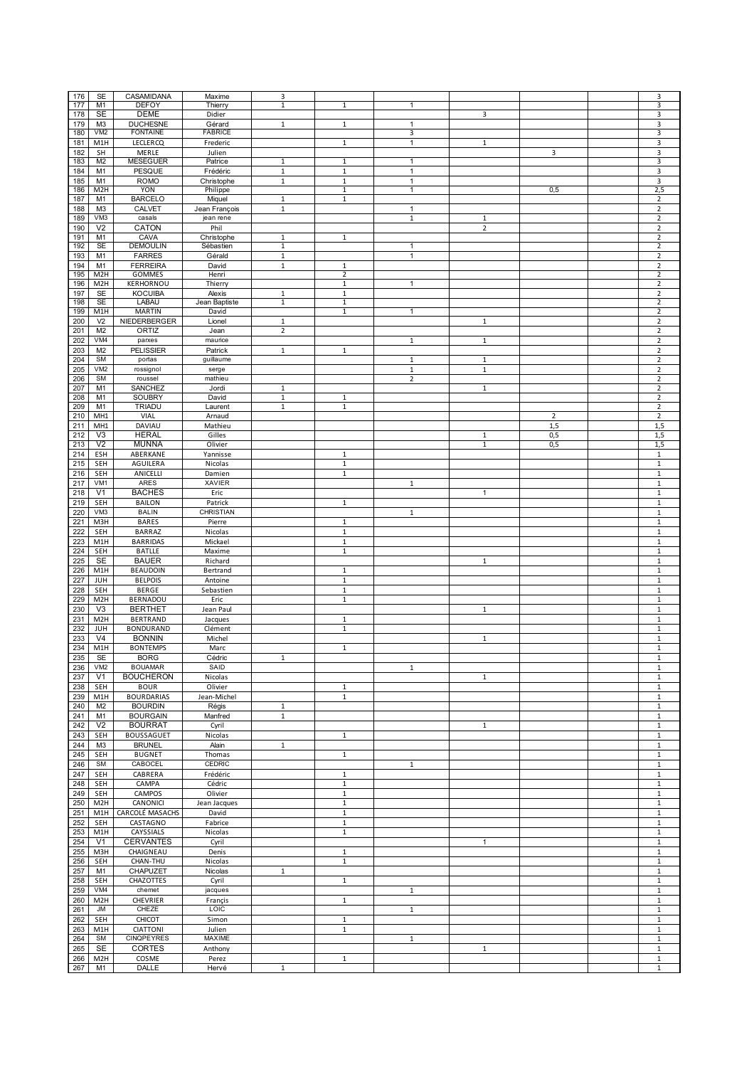| 176 | SE | CASAMIDANA | Maxime | 3 | | | | | | 3 |
|---|---|---|---|---|---|---|---|---|---|---|
| 177 | M1 | DEFOY | Thierry | 1 | 1 | 1 | | | | 3 |
| 178 | SE | DEME | Didier | | | | 3 | | | 3 |
| 179 | M3 | DUCHESNE | Gérard | 1 | 1 | 1 | | | | 3 |
| 180 | VM2 | FONTAINE | FABRICE | | | 3 | | | | 3 |
| 181 | M1H | LECLERCQ | Frederic | | 1 | 1 | 1 | | | 3 |
| 182 | SH | MERLE | Julien | | | | | 3 | | 3 |
| 183 | M2 | MESEGUER | Patrice | 1 | 1 | 1 | | | | 3 |
| 184 | M1 | PESQUE | Frédéric | 1 | 1 | 1 | | | | 3 |
| 185 | M1 | ROMO | Christophe | 1 | 1 | 1 | | | | 3 |
| 186 | M2H | YON | Philippe | | 1 | 1 | | 0,5 | | 2,5 |
| 187 | M1 | BARCELO | Miquel | 1 | 1 | | | | | 2 |
| 188 | M3 | CALVET | Jean François | 1 | | 1 | | | | 2 |
| 189 | VM3 | casals | jean rene | | | 1 | 1 | | | 2 |
| 190 | V2 | CATON | Phil | | | | 2 | | | 2 |
| 191 | M1 | CAVA | Christophe | 1 | 1 | | | | | 2 |
| 192 | SE | DEMOULIN | Sébastien | 1 | | 1 | | | | 2 |
| 193 | M1 | FARRES | Gérald | 1 | | 1 | | | | 2 |
| 194 | M1 | FERREIRA | David | 1 | 1 | | | | | 2 |
| 195 | M2H | GOMMES | Henri | | 2 | | | | | 2 |
| 196 | M2H | KERHORNOU | Thierry | | 1 | 1 | | | | 2 |
| 197 | SE | KOCUIBA | Alexis | 1 | 1 | | | | | 2 |
| 198 | SE | LABAU | Jean Baptiste | 1 | 1 | | | | | 2 |
| 199 | M1H | MARTIN | David | | 1 | 1 | | | | 2 |
| 200 | V2 | NIEDERBERGER | Lionel | 1 | | | 1 | | | 2 |
| 201 | M2 | ORTIZ | Jean | 2 | | | | | | 2 |
| 202 | VM4 | parxes | maurice | | | 1 | 1 | | | 2 |
| 203 | M2 | PELISSIER | Patrick | 1 | 1 | | | | | 2 |
| 204 | SM | portas | guillaume | | | 1 | 1 | | | 2 |
| 205 | VM2 | rossignol | serge | | | 1 | 1 | | | 2 |
| 206 | SM | roussel | mathieu | | | 2 | | | | 2 |
| 207 | M1 | SANCHEZ | Jordi | 1 | | | 1 | | | 2 |
| 208 | M1 | SOUBRY | David | 1 | 1 | | | | | 2 |
| 209 | M1 | TRIADU | Laurent | 1 | 1 | | | | | 2 |
| 210 | MH1 | VIAL | Arnaud | | | | | 2 | | 2 |
| 211 | MH1 | DAVIAU | Mathieu | | | | | 1,5 | | 1,5 |
| 212 | V3 | HERAL | Gilles | | | | 1 | 0,5 | | 1,5 |
| 213 | V2 | MUNNA | Olivier | | | | 1 | 0,5 | | 1,5 |
| 214 | ESH | ABERKANE | Yannisse | | 1 | | | | | 1 |
| 215 | SEH | AGUILERA | Nicolas | | 1 | | | | | 1 |
| 216 | SEH | ANICELLI | Damien | | 1 | | | | | 1 |
| 217 | VM1 | ARES | XAVIER | | | 1 | | | | 1 |
| 218 | V1 | BACHES | Eric | | | | 1 | | | 1 |
| 219 | SEH | BAILON | Patrick | | 1 | | | | | 1 |
| 220 | VM3 | BALIN | CHRISTIAN | | | 1 | | | | 1 |
| 221 | M3H | BARES | Pierre | | 1 | | | | | 1 |
| 222 | SEH | BARRAZ | Nicolas | | 1 | | | | | 1 |
| 223 | M1H | BARRIDAS | Mickael | | 1 | | | | | 1 |
| 224 | SEH | BATLLE | Maxime | | 1 | | | | | 1 |
| 225 | SE | BAUER | Richard | | | | 1 | | | 1 |
| 226 | M1H | BEAUDOIN | Bertrand | | 1 | | | | | 1 |
| 227 | JUH | BELPOIS | Antoine | | 1 | | | | | 1 |
| 228 | SEH | BERGE | Sebastien | | 1 | | | | | 1 |
| 229 | M2H | BERNADOU | Eric | | 1 | | | | | 1 |
| 230 | V3 | BERTHET | Jean Paul | | | | 1 | | | 1 |
| 231 | M2H | BERTRAND | Jacques | | 1 | | | | | 1 |
| 232 | JUH | BONDURAND | Clément | | 1 | | | | | 1 |
| 233 | V4 | BONNIN | Michel | | | | 1 | | | 1 |
| 234 | M1H | BONTEMPS | Marc | | 1 | | | | | 1 |
| 235 | SE | BORG | Cédric | 1 | | | | | | 1 |
| 236 | VM2 | BOUAMAR | SAID | | | 1 | | | | 1 |
| 237 | V1 | BOUCHERON | Nicolas | | | | 1 | | | 1 |
| 238 | SEH | BOUR | Olivier | | 1 | | | | | 1 |
| 239 | M1H | BOURDARIAS | Jean-Michel | | 1 | | | | | 1 |
| 240 | M2 | BOURDIN | Régis | 1 | | | | | | 1 |
| 241 | M1 | BOURGAIN | Manfred | 1 | | | | | | 1 |
| 242 | V2 | BOURRAT | Cyril | | | | 1 | | | 1 |
| 243 | SEH | BOUSSAGUET | Nicolas | | 1 | | | | | 1 |
| 244 | M3 | BRUNEL | Alain | 1 | | | | | | 1 |
| 245 | SEH | BUGNET | Thomas | | 1 | | | | | 1 |
| 246 | SM | CABOCEL | CEDRIC | | | 1 | | | | 1 |
| 247 | SEH | CABRERA | Frédéric | | 1 | | | | | 1 |
| 248 | SEH | CAMPA | Cédric | | 1 | | | | | 1 |
| 249 | SEH | CAMPOS | Olivier | | 1 | | | | | 1 |
| 250 | M2H | CANONICI | Jean Jacques | | 1 | | | | | 1 |
| 251 | M1H | CARCOLÉ MASACHS | David | | 1 | | | | | 1 |
| 252 | SEH | CASTAGNO | Fabrice | | 1 | | | | | 1 |
| 253 | M1H | CAYSSIALS | Nicolas | | 1 | | | | | 1 |
| 254 | V1 | CERVANTES | Cyril | | | | 1 | | | 1 |
| 255 | M3H | CHAIGNEAU | Denis | | 1 | | | | | 1 |
| 256 | SEH | CHAN-THU | Nicolas | | 1 | | | | | 1 |
| 257 | M1 | CHAPUZET | Nicolas | 1 | | | | | | 1 |
| 258 | SEH | CHAZOTTES | Cyril | | 1 | | | | | 1 |
| 259 | VM4 | chemet | jacques | | | 1 | | | | 1 |
| 260 | M2H | CHEVRIER | Françis | | 1 | | | | | 1 |
| 261 | JM | CHEZE | LOIC | | | 1 | | | | 1 |
| 262 | SEH | CHICOT | Simon | | 1 | | | | | 1 |
| 263 | M1H | CIATTONI | Julien | | 1 | | | | | 1 |
| 264 | SM | CINQPEYRES | MAXIME | | | 1 | | | | 1 |
| 265 | SE | CORTES | Anthony | | | | 1 | | | 1 |
| 266 | M2H | COSME | Perez | | 1 | | | | | 1 |
| 267 | M1 | DALLE | Hervé | 1 | | | | | | 1 |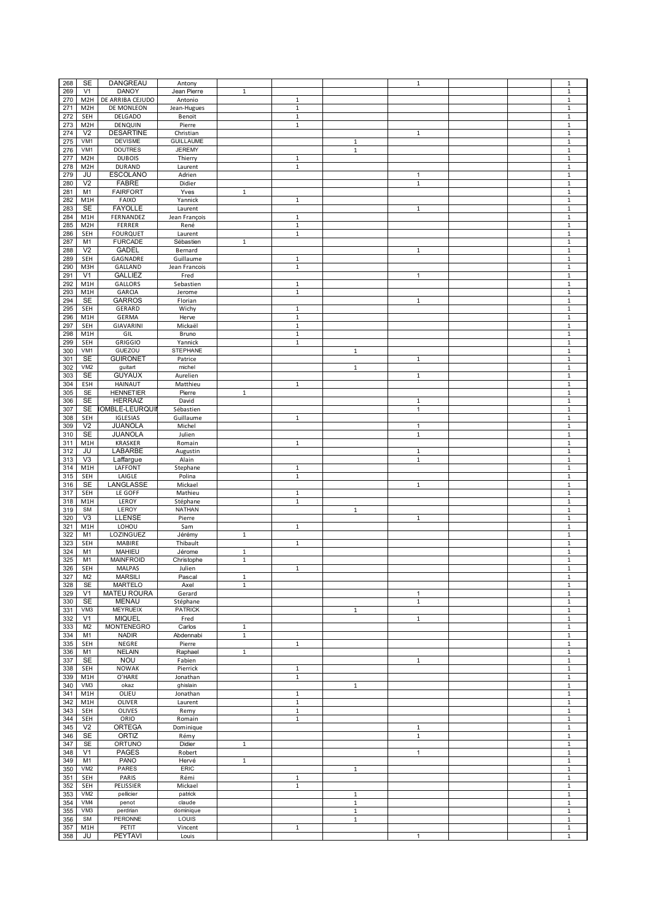| | | | | | | | | | | |
|---|---|---|---|---|---|---|---|---|---|---|
| 268 | SE | DANGREAU | Antony | | | | 1 | | | 1 |
| 269 | V1 | DANOY | Jean Pierre | 1 | | | | | | 1 |
| 270 | M2H | DE ARRIBA CEJUDO | Antonio | | 1 | | | | | 1 |
| 271 | M2H | DE MONLEON | Jean-Hugues | | 1 | | | | | 1 |
| 272 | SEH | DELGADO | Benoit | | 1 | | | | | 1 |
| 273 | M2H | DENQUIN | Pierre | | 1 | | | | | 1 |
| 274 | V2 | DESARTINE | Christian | | | | 1 | | | 1 |
| 275 | VM1 | DEVISME | GUILLAUME | | | 1 | | | | 1 |
| 276 | VM1 | DOUTRES | JEREMY | | | 1 | | | | 1 |
| 277 | M2H | DUBOIS | Thierry | | 1 | | | | | 1 |
| 278 | M2H | DURAND | Laurent | | 1 | | | | | 1 |
| 279 | JU | ESCOLANO | Adrien | | | | 1 | | | 1 |
| 280 | V2 | FABRE | Didier | | | | 1 | | | 1 |
| 281 | M1 | FAIRFORT | Yves | 1 | | | | | | 1 |
| 282 | M1H | FAIXO | Yannick | | 1 | | | | | 1 |
| 283 | SE | FAYOLLE | Laurent | | | | 1 | | | 1 |
| 284 | M1H | FERNANDEZ | Jean François | | 1 | | | | | 1 |
| 285 | M2H | FERRER | René | | 1 | | | | | 1 |
| 286 | SEH | FOURQUET | Laurent | | 1 | | | | | 1 |
| 287 | M1 | FURCADE | Sébastien | 1 | | | | | | 1 |
| 288 | V2 | GADEL | Bernard | | | | 1 | | | 1 |
| 289 | SEH | GAGNADRE | Guillaume | | 1 | | | | | 1 |
| 290 | M3H | GALLAND | Jean Francois | | 1 | | | | | 1 |
| 291 | V1 | GALLIEZ | Fred | | | | 1 | | | 1 |
| 292 | M1H | GALLORS | Sebastien | | 1 | | | | | 1 |
| 293 | M1H | GARCIA | Jerome | | 1 | | | | | 1 |
| 294 | SE | GARROS | Florian | | | | 1 | | | 1 |
| 295 | SEH | GERARD | Wichy | | 1 | | | | | 1 |
| 296 | M1H | GERMA | Herve | | 1 | | | | | 1 |
| 297 | SEH | GIAVARINI | Mickaël | | 1 | | | | | 1 |
| 298 | M1H | GIL | Bruno | | 1 | | | | | 1 |
| 299 | SEH | GRIGGIO | Yannick | | 1 | | | | | 1 |
| 300 | VM1 | GUEZOU | STEPHANE | | | 1 | | | | 1 |
| 301 | SE | GUIRONET | Patrice | | | | 1 | | | 1 |
| 302 | VM2 | guitart | michel | | | 1 | | | | 1 |
| 303 | SE | GUYAUX | Aurelien | | | | 1 | | | 1 |
| 304 | ESH | HAINAUT | Matthieu | | 1 | | | | | 1 |
| 305 | SE | HENNETIER | Pierre | 1 | | | | | | 1 |
| 306 | SE | HERRAIZ | David | | | | 1 | | | 1 |
| 307 | SE | IOMBLE-LEURQUI | Sébastien | | | | 1 | | | 1 |
| 308 | SEH | IGLESIAS | Guillaume | | 1 | | | | | 1 |
| 309 | V2 | JUANOLA | Michel | | | | 1 | | | 1 |
| 310 | SE | JUANOLA | Julien | | | | 1 | | | 1 |
| 311 | M1H | KRASKER | Romain | | 1 | | | | | 1 |
| 312 | JU | LABARBE | Augustin | | | | 1 | | | 1 |
| 313 | V3 | Laffargue | Alain | | | | 1 | | | 1 |
| 314 | M1H | LAFFONT | Stephane | | 1 | | | | | 1 |
| 315 | SEH | LAIGLE | Polina | | 1 | | | | | 1 |
| 316 | SE | LANGLASSE | Mickael | | | | 1 | | | 1 |
| 317 | SEH | LE GOFF | Mathieu | | 1 | | | | | 1 |
| 318 | M1H | LEROY | Stéphane | | 1 | | | | | 1 |
| 319 | SM | LEROY | NATHAN | | | 1 | | | | 1 |
| 320 | V3 | LLENSE | Pierre | | | | 1 | | | 1 |
| 321 | M1H | LOHOU | Sam | | 1 | | | | | 1 |
| 322 | M1 | LOZINGUEZ | Jérémy | 1 | | | | | | 1 |
| 323 | SEH | MABIRE | Thibault | | 1 | | | | | 1 |
| 324 | M1 | MAHIEU | Jérome | 1 | | | | | | 1 |
| 325 | M1 | MAINFROID | Christophe | 1 | | | | | | 1 |
| 326 | SEH | MALPAS | Julien | | 1 | | | | | 1 |
| 327 | M2 | MARSILI | Pascal | 1 | | | | | | 1 |
| 328 | SE | MARTELO | Axel | 1 | | | | | | 1 |
| 329 | V1 | MATEU ROURA | Gerard | | | | 1 | | | 1 |
| 330 | SE | MENAU | Stéphane | | | | 1 | | | 1 |
| 331 | VM3 | MEYRUEIX | PATRICK | | | 1 | | | | 1 |
| 332 | V1 | MIQUEL | Fred | | | | 1 | | | 1 |
| 333 | M2 | MONTENEGRO | Carlos | 1 | | | | | | 1 |
| 334 | M1 | NADIR | Abdennabi | 1 | | | | | | 1 |
| 335 | SEH | NEGRE | Pierre | | 1 | | | | | 1 |
| 336 | M1 | NELAIN | Raphael | 1 | | | | | | 1 |
| 337 | SE | NOU | Fabien | | | | 1 | | | 1 |
| 338 | SEH | NOWAK | Pierrick | | 1 | | | | | 1 |
| 339 | M1H | O'HARE | Jonathan | | 1 | | | | | 1 |
| 340 | VM3 | okaz | ghislain | | | 1 | | | | 1 |
| 341 | M1H | OLIEU | Jonathan | | 1 | | | | | 1 |
| 342 | M1H | OLIVER | Laurent | | 1 | | | | | 1 |
| 343 | SEH | OLIVES | Remy | | 1 | | | | | 1 |
| 344 | SEH | ORIO | Romain | | 1 | | | | | 1 |
| 345 | V2 | ORTEGA | Dominique | | | | 1 | | | 1 |
| 346 | SE | ORTIZ | Rémy | | | | 1 | | | 1 |
| 347 | SE | ORTUNO | Didier | 1 | | | | | | 1 |
| 348 | V1 | PAGES | Robert | | | | 1 | | | 1 |
| 349 | M1 | PANO | Hervé | 1 | | | | | | 1 |
| 350 | VM2 | PARES | ERIC | | | 1 | | | | 1 |
| 351 | SEH | PARIS | Rémi | | 1 | | | | | 1 |
| 352 | SEH | PELISSIER | Mickael | | 1 | | | | | 1 |
| 353 | VM2 | pellicier | patrick | | | 1 | | | | 1 |
| 354 | VM4 | penot | claude | | | 1 | | | | 1 |
| 355 | VM3 | perdrian | dominique | | | 1 | | | | 1 |
| 356 | SM | PERONNE | LOUIS | | | 1 | | | | 1 |
| 357 | M1H | PETIT | Vincent | | 1 | | | | | 1 |
| 358 | JU | PEYTAVI | Louis | | | | 1 | | | 1 |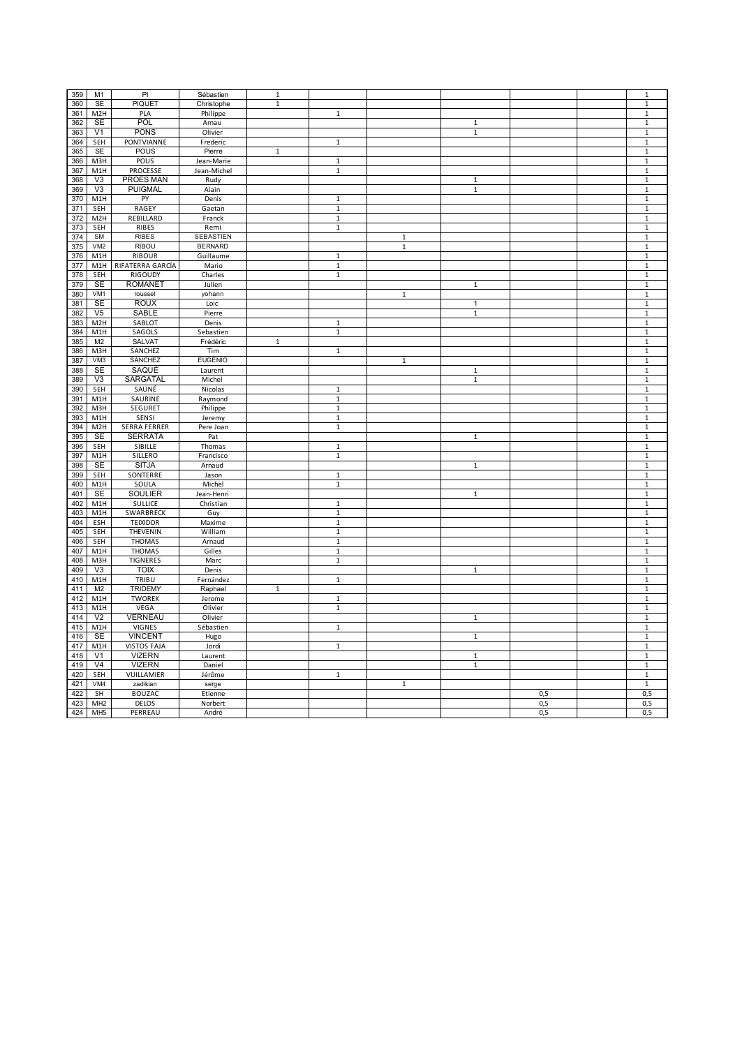| | | | | | | | | | | |
|---|---|---|---|---|---|---|---|---|---|---|
| 359 | M1 | PI | Sébastien | 1 | | | | | | 1 |
| 360 | SE | PIQUET | Christophe | 1 | | | | | | 1 |
| 361 | M2H | PLA | Philippe | | 1 | | | | | 1 |
| 362 | SE | POL | Arnau | | | | 1 | | | 1 |
| 363 | V1 | PONS | Olivier | | | | 1 | | | 1 |
| 364 | SEH | PONTVIANNE | Frederic | | 1 | | | | | 1 |
| 365 | SE | POUS | Pierre | 1 | | | | | | 1 |
| 366 | M3H | POUS | Jean-Marie | | 1 | | | | | 1 |
| 367 | M1H | PROCESSE | Jean-Michel | | 1 | | | | | 1 |
| 368 | V3 | PROES MAN | Rudy | | | | 1 | | | 1 |
| 369 | V3 | PUIGMAL | Alain | | | | 1 | | | 1 |
| 370 | M1H | PY | Denis | | 1 | | | | | 1 |
| 371 | SEH | RAGEY | Gaetan | | 1 | | | | | 1 |
| 372 | M2H | REBILLARD | Franck | | 1 | | | | | 1 |
| 373 | SEH | RIBES | Remi | | 1 | | | | | 1 |
| 374 | SM | RIBES | SEBASTIEN | | | 1 | | | | 1 |
| 375 | VM2 | RIBOU | BERNARD | | | 1 | | | | 1 |
| 376 | M1H | RIBOUR | Guillaume | | 1 | | | | | 1 |
| 377 | M1H | RIFATERRA GARCÍA | Mario | | 1 | | | | | 1 |
| 378 | SEH | RIGOUDY | Charles | | 1 | | | | | 1 |
| 379 | SE | ROMANET | Julien | | | | 1 | | | 1 |
| 380 | VM1 | roussel | yohann | | | 1 | | | | 1 |
| 381 | SE | ROUX | Loic | | | | 1 | | | 1 |
| 382 | V5 | SABLE | Pierre | | | | 1 | | | 1 |
| 383 | M2H | SABLOT | Denis | | 1 | | | | | 1 |
| 384 | M1H | SAGOLS | Sebastien | | 1 | | | | | 1 |
| 385 | M2 | SALVAT | Frédéric | 1 | | | | | | 1 |
| 386 | M3H | SANCHEZ | Tim | | 1 | | | | | 1 |
| 387 | VM3 | SANCHEZ | EUGENIO | | | 1 | | | | 1 |
| 388 | SE | SAQUÉ | Laurent | | | | 1 | | | 1 |
| 389 | V3 | SARGATAL | Michel | | | | 1 | | | 1 |
| 390 | SEH | SAUNÉ | Nicolas | | 1 | | | | | 1 |
| 391 | M1H | SAURINE | Raymond | | 1 | | | | | 1 |
| 392 | M3H | SEGURET | Philippe | | 1 | | | | | 1 |
| 393 | M1H | SENSI | Jeremy | | 1 | | | | | 1 |
| 394 | M2H | SERRA FERRER | Pere Joan | | 1 | | | | | 1 |
| 395 | SE | SERRATA | Pat | | | | 1 | | | 1 |
| 396 | SEH | SIBILLE | Thomas | | 1 | | | | | 1 |
| 397 | M1H | SILLERO | Francisco | | 1 | | | | | 1 |
| 398 | SE | SITJA | Arnaud | | | | 1 | | | 1 |
| 399 | SEH | SONTERRE | Jason | | 1 | | | | | 1 |
| 400 | M1H | SOULA | Michel | | 1 | | | | | 1 |
| 401 | SE | SOULIER | Jean-Henri | | | | 1 | | | 1 |
| 402 | M1H | SULLICE | Christian | | 1 | | | | | 1 |
| 403 | M1H | SWARBRECK | Guy | | 1 | | | | | 1 |
| 404 | ESH | TEIXIDOR | Maxime | | 1 | | | | | 1 |
| 405 | SEH | THEVENIN | William | | 1 | | | | | 1 |
| 406 | SEH | THOMAS | Arnaud | | 1 | | | | | 1 |
| 407 | M1H | THOMAS | Gilles | | 1 | | | | | 1 |
| 408 | M3H | TIGNERES | Marc | | 1 | | | | | 1 |
| 409 | V3 | TOIX | Denis | | | | 1 | | | 1 |
| 410 | M1H | TRIBU | Fernández | | 1 | | | | | 1 |
| 411 | M2 | TRIDEMY | Raphael | 1 | | | | | | 1 |
| 412 | M1H | TWOREK | Jerome | | 1 | | | | | 1 |
| 413 | M1H | VEGA | Olivier | | 1 | | | | | 1 |
| 414 | V2 | VERNEAU | Olivier | | | | 1 | | | 1 |
| 415 | M1H | VIGNES | Sébastien | | 1 | | | | | 1 |
| 416 | SE | VINCENT | Hugo | | | | 1 | | | 1 |
| 417 | M1H | VISTOS FAJA | Jordi | | 1 | | | | | 1 |
| 418 | V1 | VIZERN | Laurent | | | | 1 | | | 1 |
| 419 | V4 | VIZERN | Daniel | | | | 1 | | | 1 |
| 420 | SEH | VUILLAMIER | Jérôme | | 1 | | | | | 1 |
| 421 | VM4 | zadikian | serge | | | 1 | | | | 1 |
| 422 | SH | BOUZAC | Etienne | | | | | 0,5 | | 0,5 |
| 423 | MH2 | DELOS | Norbert | | | | | 0,5 | | 0,5 |
| 424 | MH5 | PERREAU | André | | | | | 0,5 | | 0,5 |